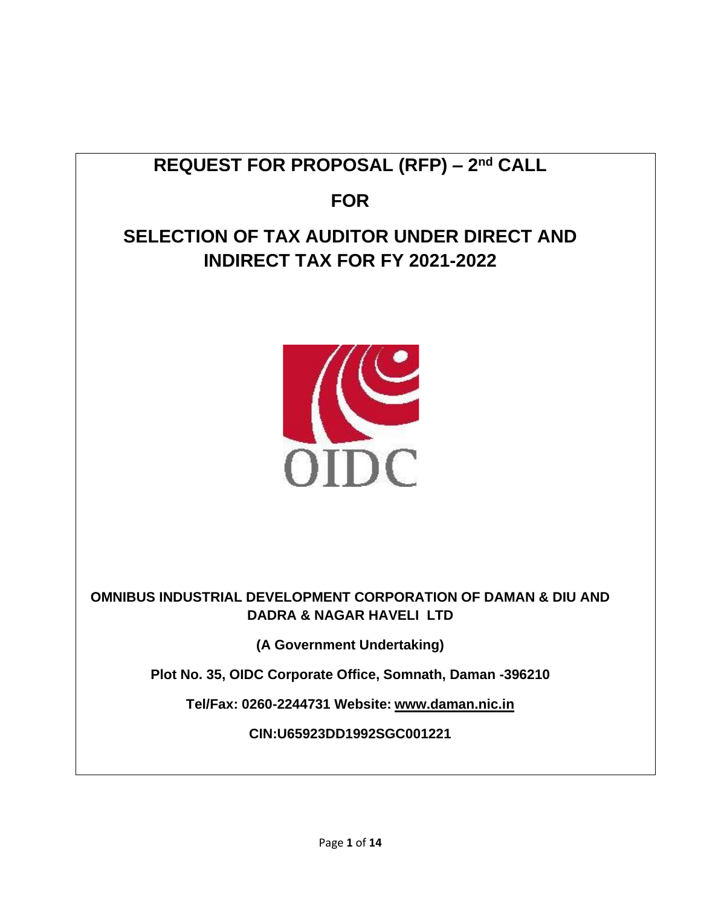# REQUEST FOR PROPOSAL (RFP) – 2nd CALL

# FOR

# SELECTION OF TAX AUDITOR UNDER DIRECT AND INDIRECT TAX FOR FY 2021-2022

OIDC

**OMNIBUS INDUSTRIAL DEVELOPMENT CORPORATION OF DAMAN & DIU AND DADRA & NAGAR HAVELI LTD**

**(A Government Undertaking)**

**Plot No. 35, OIDC Corporate Office, Somnath, Daman -396210**

**Tel/Fax: 0260-2244731 Website: www.daman.nic.in**

**CIN:U65923DD1992SGC001221**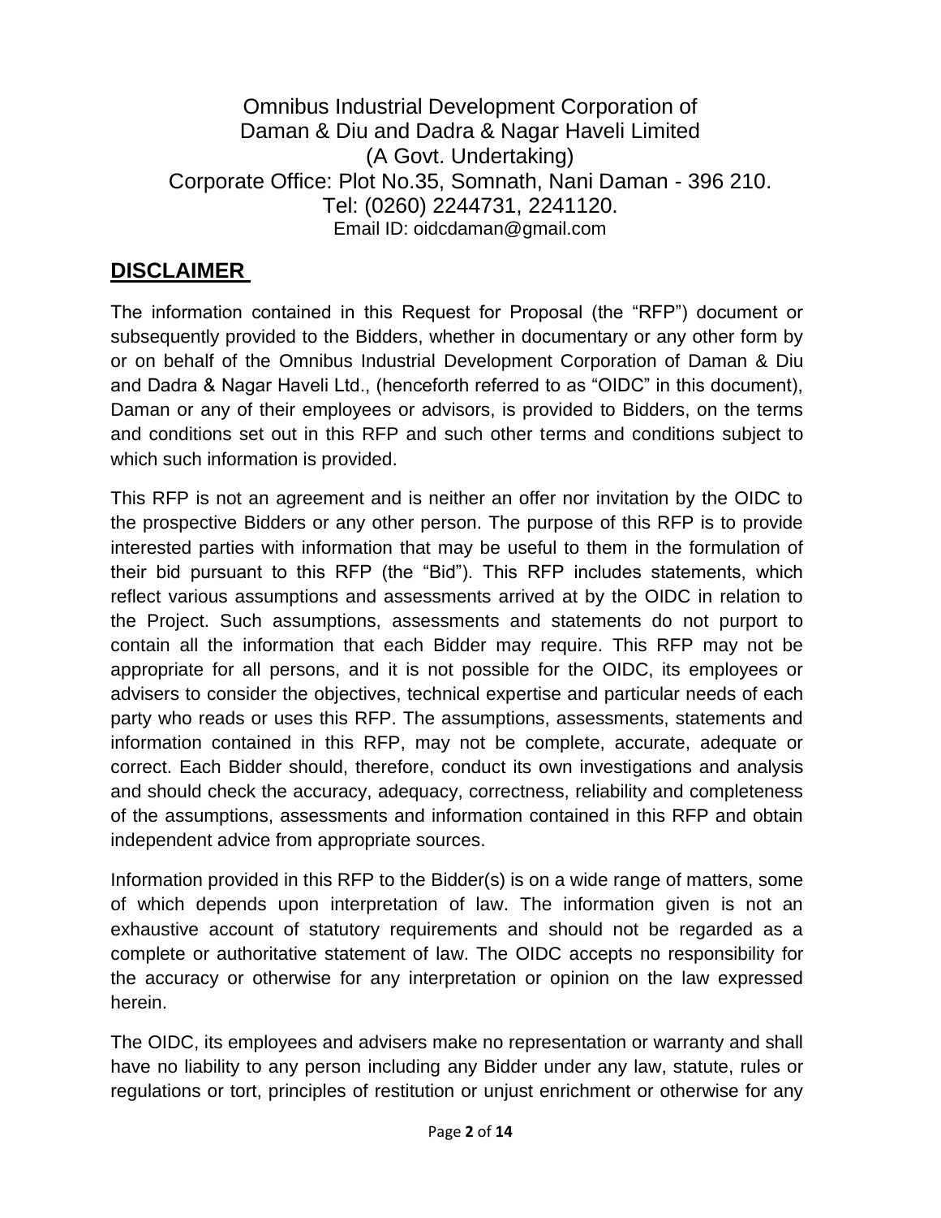Omnibus Industrial Development Corporation of
Daman & Diu and Dadra & Nagar Haveli Limited
(A Govt. Undertaking)
Corporate Office: Plot No.35, Somnath, Nani Daman - 396 210.
Tel: (0260) 2244731, 2241120.
Email ID: oidcdaman@gmail.com

## DISCLAIMER

The information contained in this Request for Proposal (the "RFP") document or subsequently provided to the Bidders, whether in documentary or any other form by or on behalf of the Omnibus Industrial Development Corporation of Daman & Diu and Dadra & Nagar Haveli Ltd., (henceforth referred to as "OIDC" in this document), Daman or any of their employees or advisors, is provided to Bidders, on the terms and conditions set out in this RFP and such other terms and conditions subject to which such information is provided.

This RFP is not an agreement and is neither an offer nor invitation by the OIDC to the prospective Bidders or any other person. The purpose of this RFP is to provide interested parties with information that may be useful to them in the formulation of their bid pursuant to this RFP (the "Bid"). This RFP includes statements, which reflect various assumptions and assessments arrived at by the OIDC in relation to the Project. Such assumptions, assessments and statements do not purport to contain all the information that each Bidder may require. This RFP may not be appropriate for all persons, and it is not possible for the OIDC, its employees or advisers to consider the objectives, technical expertise and particular needs of each party who reads or uses this RFP. The assumptions, assessments, statements and information contained in this RFP, may not be complete, accurate, adequate or correct. Each Bidder should, therefore, conduct its own investigations and analysis and should check the accuracy, adequacy, correctness, reliability and completeness of the assumptions, assessments and information contained in this RFP and obtain independent advice from appropriate sources.

Information provided in this RFP to the Bidder(s) is on a wide range of matters, some of which depends upon interpretation of law. The information given is not an exhaustive account of statutory requirements and should not be regarded as a complete or authoritative statement of law. The OIDC accepts no responsibility for the accuracy or otherwise for any interpretation or opinion on the law expressed herein.

The OIDC, its employees and advisers make no representation or warranty and shall have no liability to any person including any Bidder under any law, statute, rules or regulations or tort, principles of restitution or unjust enrichment or otherwise for any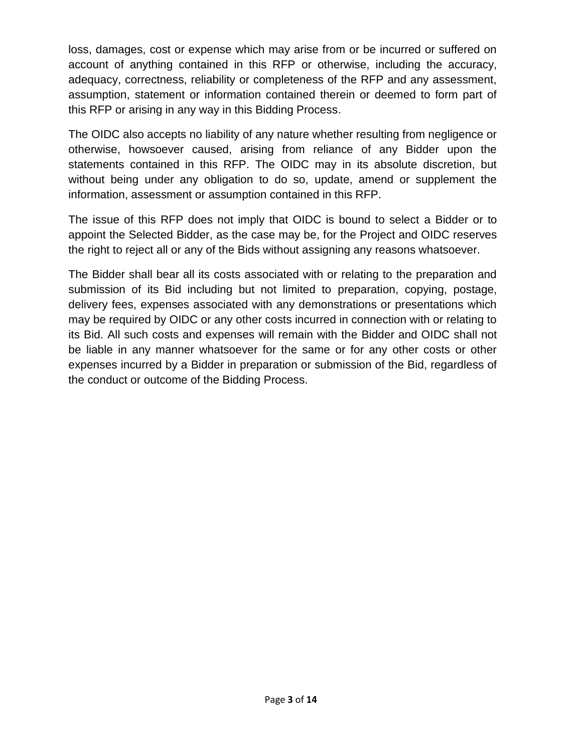loss, damages, cost or expense which may arise from or be incurred or suffered on account of anything contained in this RFP or otherwise, including the accuracy, adequacy, correctness, reliability or completeness of the RFP and any assessment, assumption, statement or information contained therein or deemed to form part of this RFP or arising in any way in this Bidding Process.

The OIDC also accepts no liability of any nature whether resulting from negligence or otherwise, howsoever caused, arising from reliance of any Bidder upon the statements contained in this RFP. The OIDC may in its absolute discretion, but without being under any obligation to do so, update, amend or supplement the information, assessment or assumption contained in this RFP.

The issue of this RFP does not imply that OIDC is bound to select a Bidder or to appoint the Selected Bidder, as the case may be, for the Project and OIDC reserves the right to reject all or any of the Bids without assigning any reasons whatsoever.

The Bidder shall bear all its costs associated with or relating to the preparation and submission of its Bid including but not limited to preparation, copying, postage, delivery fees, expenses associated with any demonstrations or presentations which may be required by OIDC or any other costs incurred in connection with or relating to its Bid. All such costs and expenses will remain with the Bidder and OIDC shall not be liable in any manner whatsoever for the same or for any other costs or other expenses incurred by a Bidder in preparation or submission of the Bid, regardless of the conduct or outcome of the Bidding Process.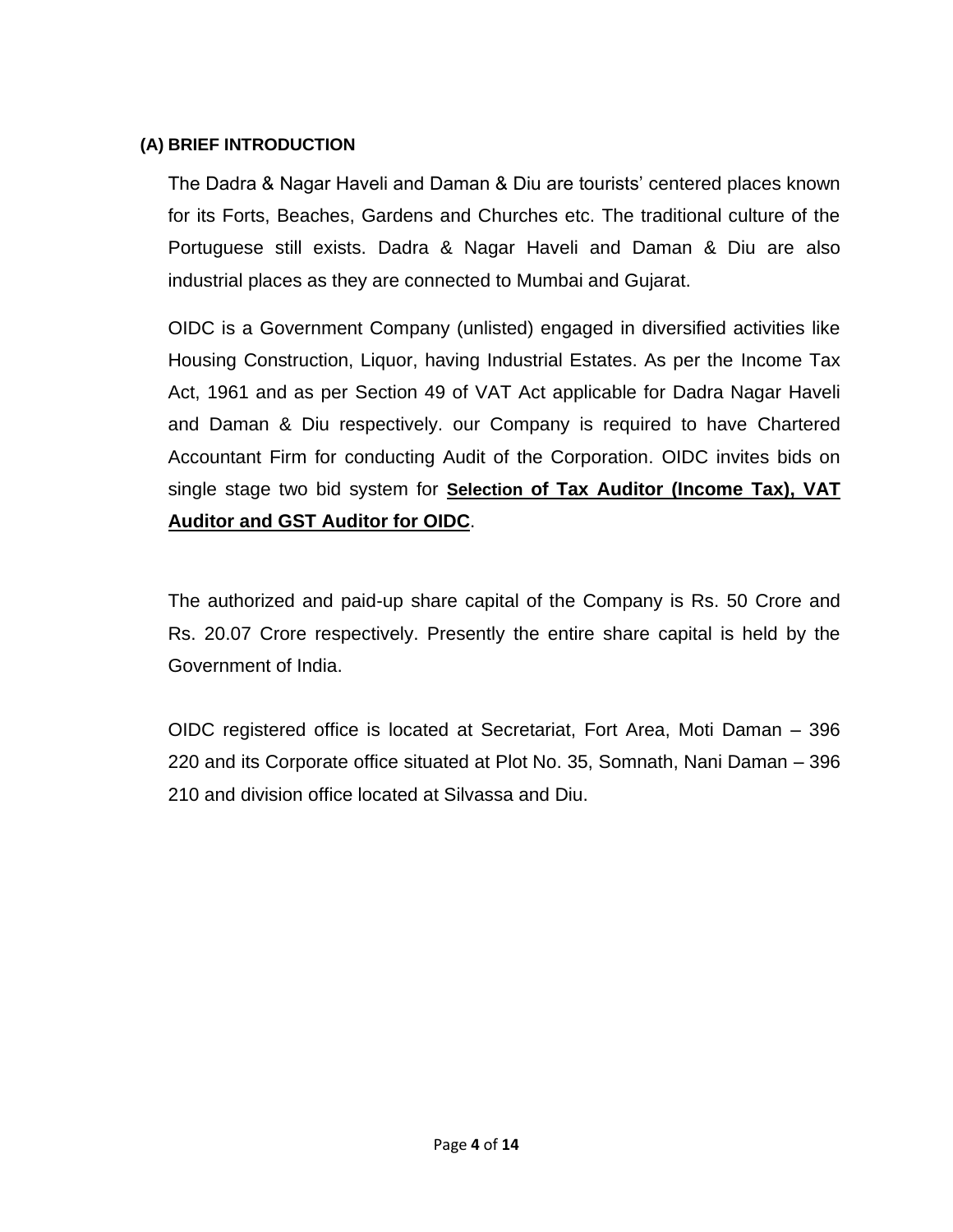## (A) BRIEF INTRODUCTION

The Dadra & Nagar Haveli and Daman & Diu are tourists' centered places known for its Forts, Beaches, Gardens and Churches etc. The traditional culture of the Portuguese still exists. Dadra & Nagar Haveli and Daman & Diu are also industrial places as they are connected to Mumbai and Gujarat.

OIDC is a Government Company (unlisted) engaged in diversified activities like Housing Construction, Liquor, having Industrial Estates. As per the Income Tax Act, 1961 and as per Section 49 of VAT Act applicable for Dadra Nagar Haveli and Daman & Diu respectively. our Company is required to have Chartered Accountant Firm for conducting Audit of the Corporation. OIDC invites bids on single stage two bid system for **Selection of Tax Auditor (Income Tax), VAT Auditor and GST Auditor for OIDC**.

The authorized and paid-up share capital of the Company is Rs. 50 Crore and Rs. 20.07 Crore respectively. Presently the entire share capital is held by the Government of India.

OIDC registered office is located at Secretariat, Fort Area, Moti Daman – 396 220 and its Corporate office situated at Plot No. 35, Somnath, Nani Daman – 396 210 and division office located at Silvassa and Diu.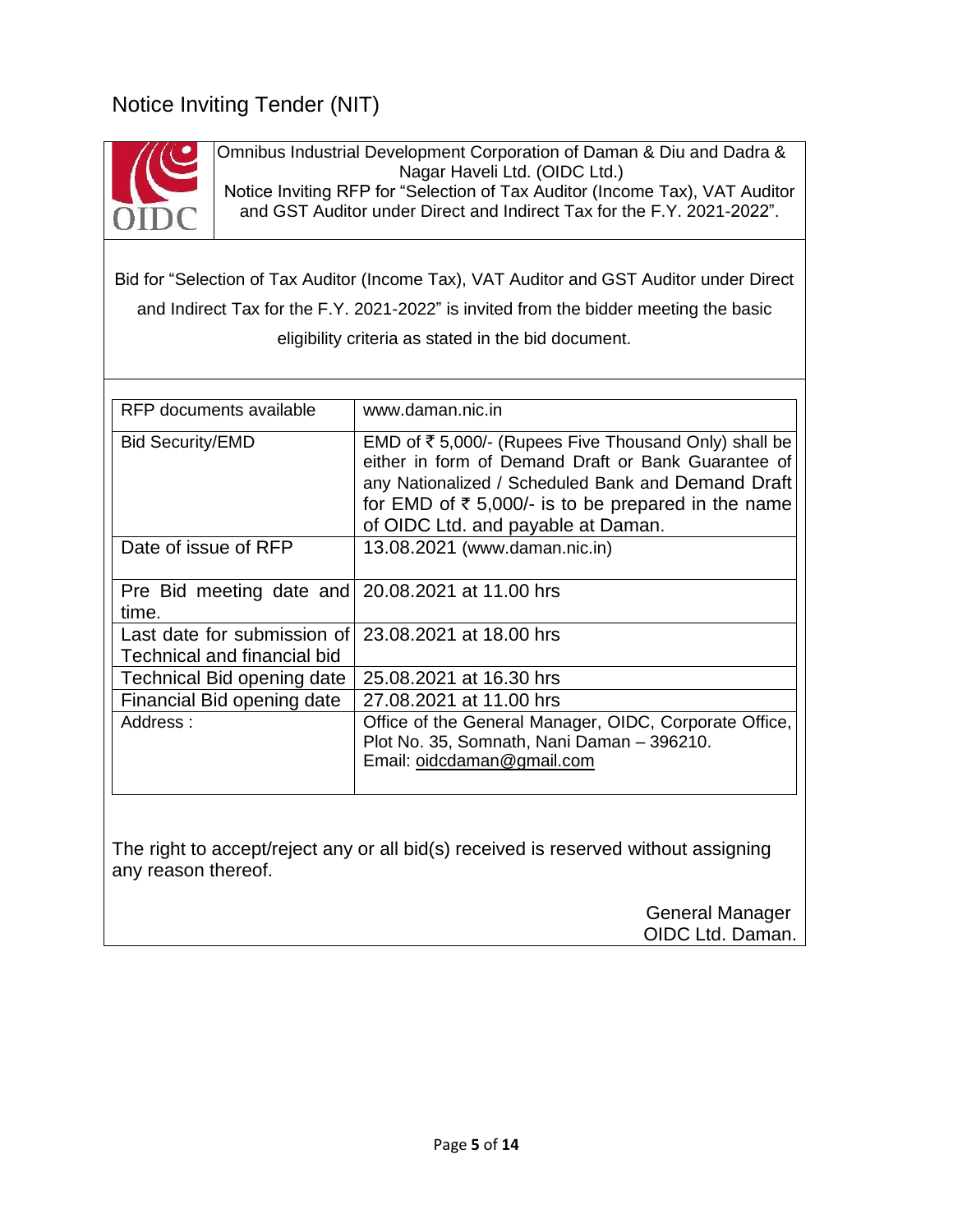# Notice Inviting Tender (NIT)

Omnibus Industrial Development Corporation of Daman & Diu and Dadra & Nagar Haveli Ltd. (OIDC Ltd.)
Notice Inviting RFP for "Selection of Tax Auditor (Income Tax), VAT Auditor and GST Auditor under Direct and Indirect Tax for the F.Y. 2021-2022".

Bid for "Selection of Tax Auditor (Income Tax), VAT Auditor and GST Auditor under Direct and Indirect Tax for the F.Y. 2021-2022" is invited from the bidder meeting the basic eligibility criteria as stated in the bid document.

| RFP documents available | www.daman.nic.in |
|---|---|
| Bid Security/EMD | EMD of ₹ 5,000/- (Rupees Five Thousand Only) shall be either in form of Demand Draft or Bank Guarantee of any Nationalized / Scheduled Bank and Demand Draft for EMD of ₹ 5,000/- is to be prepared in the name of OIDC Ltd. and payable at Daman. |
| Date of issue of RFP | 13.08.2021 (www.daman.nic.in) |
| Pre Bid meeting date and time. | 20.08.2021 at 11.00 hrs |
| Last date for submission of Technical and financial bid | 23.08.2021 at 18.00 hrs |
| Technical Bid opening date | 25.08.2021 at 16.30 hrs |
| Financial Bid opening date | 27.08.2021 at 11.00 hrs |
| Address : | Office of the General Manager, OIDC, Corporate Office, Plot No. 35, Somnath, Nani Daman – 396210. Email: oidcdaman@gmail.com |

The right to accept/reject any or all bid(s) received is reserved without assigning any reason thereof.

General Manager
OIDC Ltd. Daman.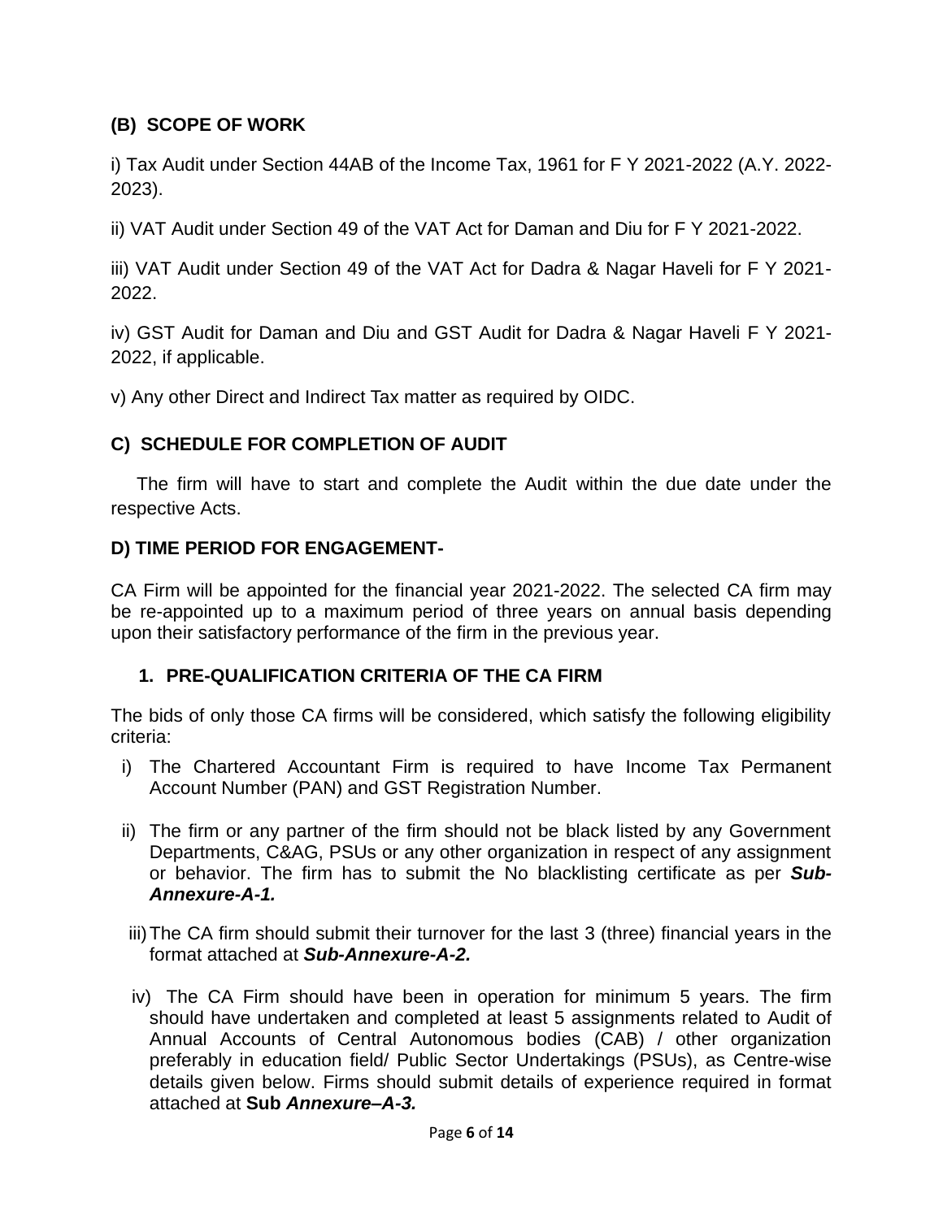## (B) SCOPE OF WORK

i) Tax Audit under Section 44AB of the Income Tax, 1961 for F Y 2021-2022 (A.Y. 2022-2023).

ii) VAT Audit under Section 49 of the VAT Act for Daman and Diu for F Y 2021-2022.

iii) VAT Audit under Section 49 of the VAT Act for Dadra & Nagar Haveli for F Y 2021-2022.

iv) GST Audit for Daman and Diu and GST Audit for Dadra & Nagar Haveli F Y 2021-2022, if applicable.

v) Any other Direct and Indirect Tax matter as required by OIDC.

## C) SCHEDULE FOR COMPLETION OF AUDIT

The firm will have to start and complete the Audit within the due date under the respective Acts.

## D) TIME PERIOD FOR ENGAGEMENT-

CA Firm will be appointed for the financial year 2021-2022. The selected CA firm may be re-appointed up to a maximum period of three years on annual basis depending upon their satisfactory performance of the firm in the previous year.

### 1. PRE-QUALIFICATION CRITERIA OF THE CA FIRM

The bids of only those CA firms will be considered, which satisfy the following eligibility criteria:

i) The Chartered Accountant Firm is required to have Income Tax Permanent Account Number (PAN) and GST Registration Number.

ii) The firm or any partner of the firm should not be black listed by any Government Departments, C&AG, PSUs or any other organization in respect of any assignment or behavior. The firm has to submit the No blacklisting certificate as per ***Sub-Annexure-A-1.***

iii) The CA firm should submit their turnover for the last 3 (three) financial years in the format attached at ***Sub-Annexure-A-2.***

iv) The CA Firm should have been in operation for minimum 5 years. The firm should have undertaken and completed at least 5 assignments related to Audit of Annual Accounts of Central Autonomous bodies (CAB) / other organization preferably in education field/ Public Sector Undertakings (PSUs), as Centre-wise details given below. Firms should submit details of experience required in format attached at **Sub *Annexure–A-3.***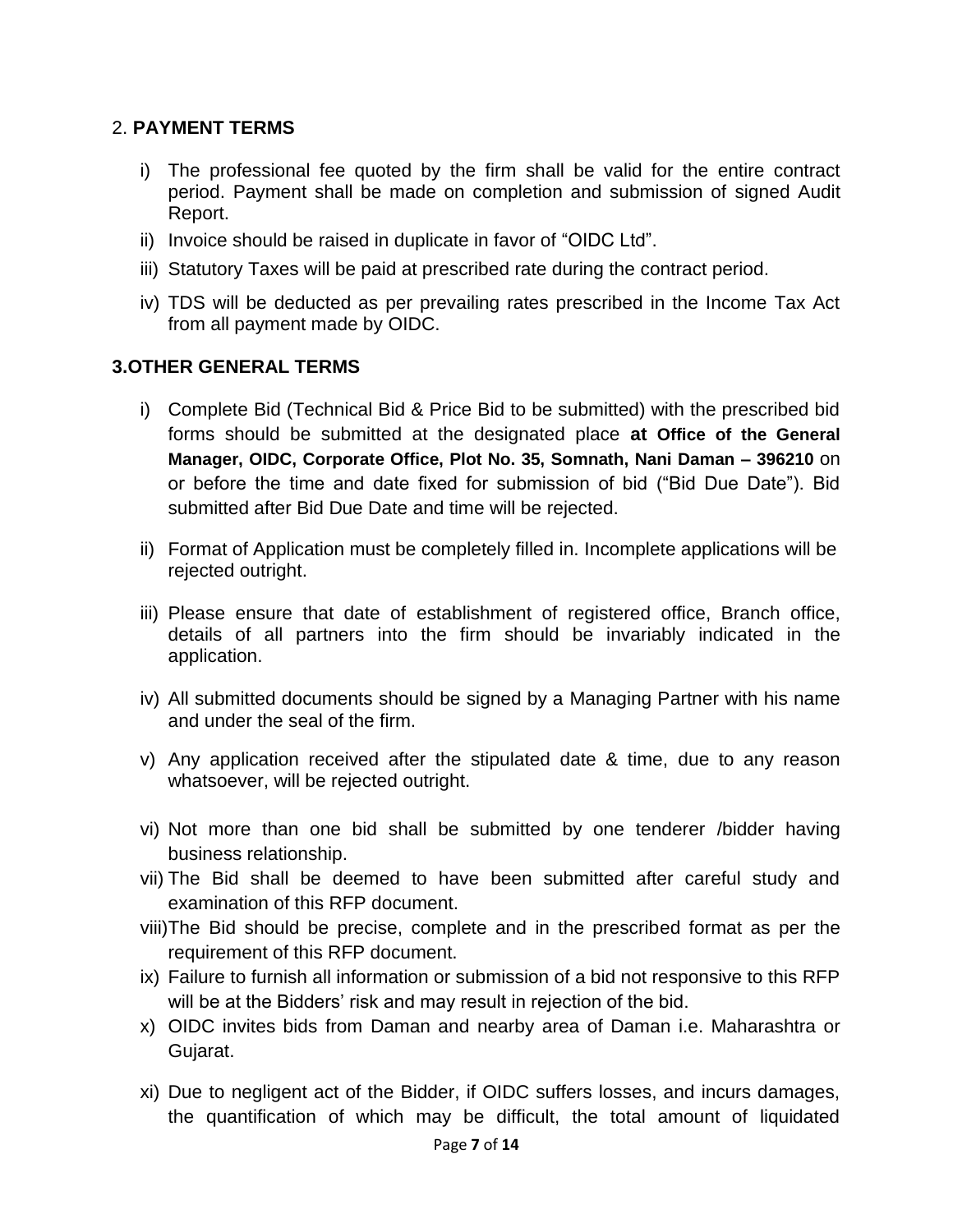## 2. **PAYMENT TERMS**

i) The professional fee quoted by the firm shall be valid for the entire contract period. Payment shall be made on completion and submission of signed Audit Report.

ii) Invoice should be raised in duplicate in favor of "OIDC Ltd".

iii) Statutory Taxes will be paid at prescribed rate during the contract period.

iv) TDS will be deducted as per prevailing rates prescribed in the Income Tax Act from all payment made by OIDC.

## 3.OTHER GENERAL TERMS

i) Complete Bid (Technical Bid & Price Bid to be submitted) with the prescribed bid forms should be submitted at the designated place **at Office of the General Manager, OIDC, Corporate Office, Plot No. 35, Somnath, Nani Daman – 396210** on or before the time and date fixed for submission of bid ("Bid Due Date"). Bid submitted after Bid Due Date and time will be rejected.

ii) Format of Application must be completely filled in. Incomplete applications will be rejected outright.

iii) Please ensure that date of establishment of registered office, Branch office, details of all partners into the firm should be invariably indicated in the application.

iv) All submitted documents should be signed by a Managing Partner with his name and under the seal of the firm.

v) Any application received after the stipulated date & time, due to any reason whatsoever, will be rejected outright.

vi) Not more than one bid shall be submitted by one tenderer /bidder having business relationship.

vii) The Bid shall be deemed to have been submitted after careful study and examination of this RFP document.

viii) The Bid should be precise, complete and in the prescribed format as per the requirement of this RFP document.

ix) Failure to furnish all information or submission of a bid not responsive to this RFP will be at the Bidders' risk and may result in rejection of the bid.

x) OIDC invites bids from Daman and nearby area of Daman i.e. Maharashtra or Gujarat.

xi) Due to negligent act of the Bidder, if OIDC suffers losses, and incurs damages, the quantification of which may be difficult, the total amount of liquidated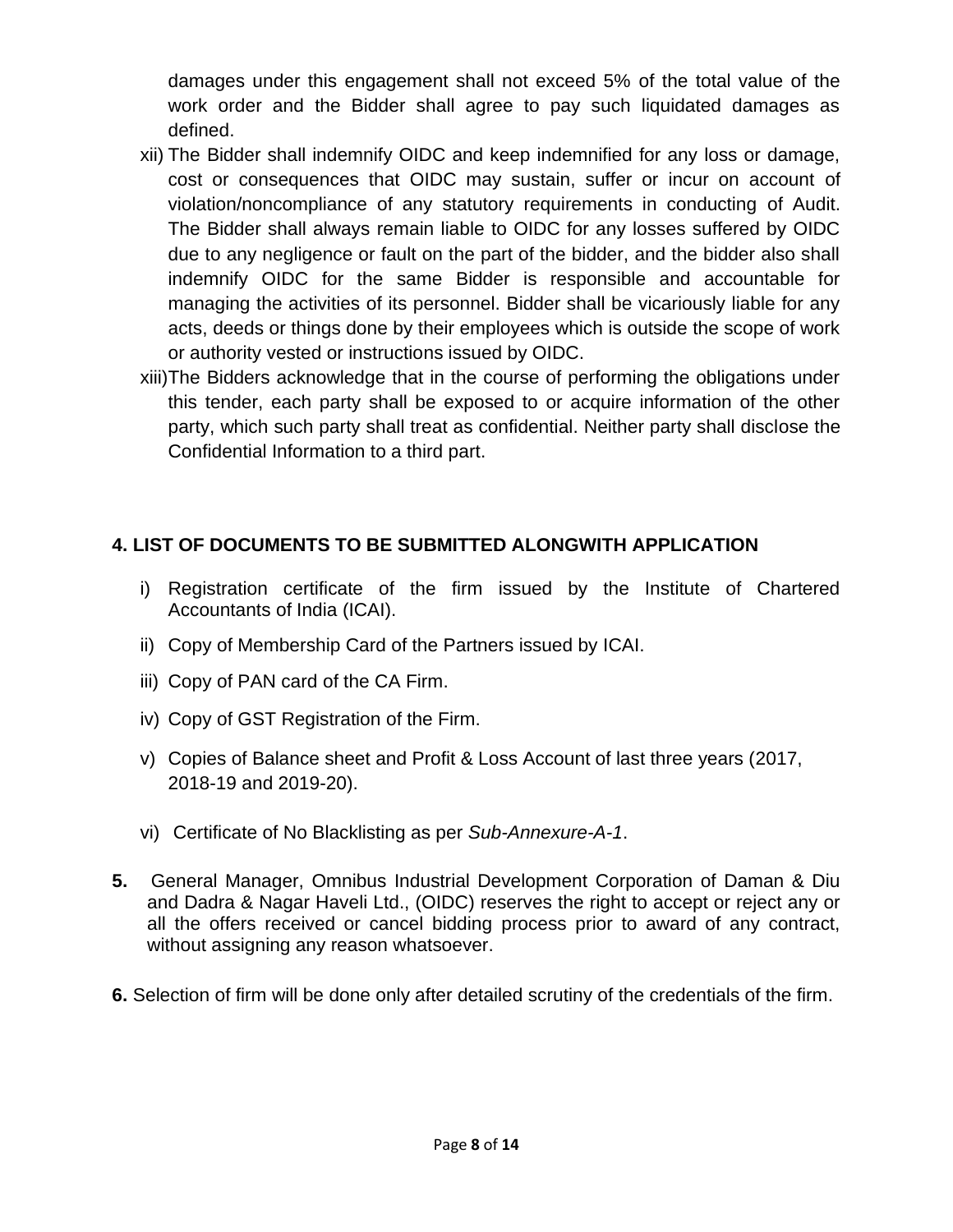damages under this engagement shall not exceed 5% of the total value of the work order and the Bidder shall agree to pay such liquidated damages as defined.

xii) The Bidder shall indemnify OIDC and keep indemnified for any loss or damage, cost or consequences that OIDC may sustain, suffer or incur on account of violation/noncompliance of any statutory requirements in conducting of Audit. The Bidder shall always remain liable to OIDC for any losses suffered by OIDC due to any negligence or fault on the part of the bidder, and the bidder also shall indemnify OIDC for the same Bidder is responsible and accountable for managing the activities of its personnel. Bidder shall be vicariously liable for any acts, deeds or things done by their employees which is outside the scope of work or authority vested or instructions issued by OIDC.

xiii) The Bidders acknowledge that in the course of performing the obligations under this tender, each party shall be exposed to or acquire information of the other party, which such party shall treat as confidential. Neither party shall disclose the Confidential Information to a third part.

## 4. LIST OF DOCUMENTS TO BE SUBMITTED ALONGWITH APPLICATION

i) Registration certificate of the firm issued by the Institute of Chartered Accountants of India (ICAI).

ii) Copy of Membership Card of the Partners issued by ICAI.

iii) Copy of PAN card of the CA Firm.

iv) Copy of GST Registration of the Firm.

v) Copies of Balance sheet and Profit & Loss Account of last three years (2017, 2018-19 and 2019-20).

vi) Certificate of No Blacklisting as per *Sub-Annexure-A-1*.

**5.** General Manager, Omnibus Industrial Development Corporation of Daman & Diu and Dadra & Nagar Haveli Ltd., (OIDC) reserves the right to accept or reject any or all the offers received or cancel bidding process prior to award of any contract, without assigning any reason whatsoever.

**6.** Selection of firm will be done only after detailed scrutiny of the credentials of the firm.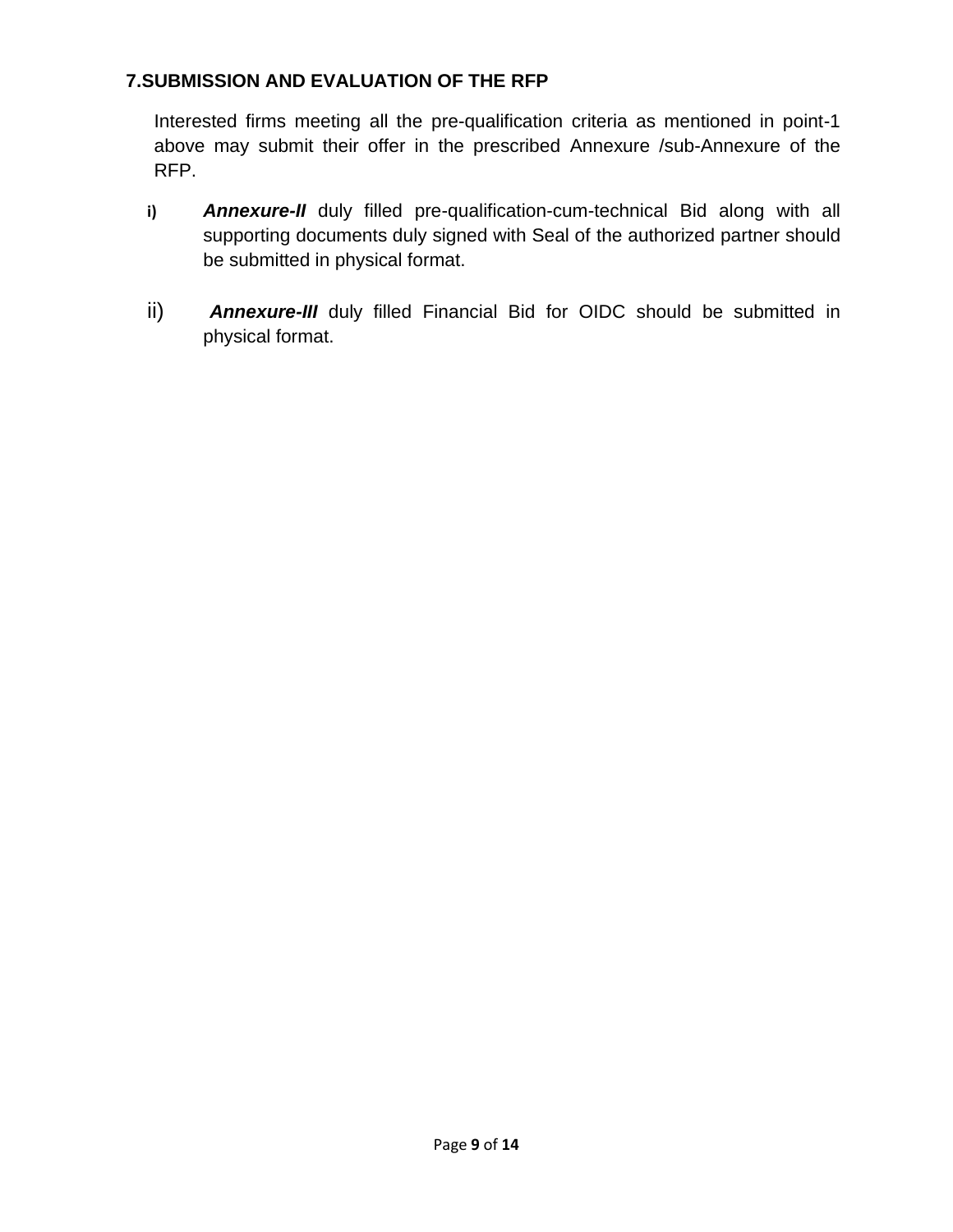## 7.SUBMISSION AND EVALUATION OF THE RFP

Interested firms meeting all the pre-qualification criteria as mentioned in point-1 above may submit their offer in the prescribed Annexure /sub-Annexure of the RFP.

i) ***Annexure-II*** duly filled pre-qualification-cum-technical Bid along with all supporting documents duly signed with Seal of the authorized partner should be submitted in physical format.

ii) ***Annexure-III*** duly filled Financial Bid for OIDC should be submitted in physical format.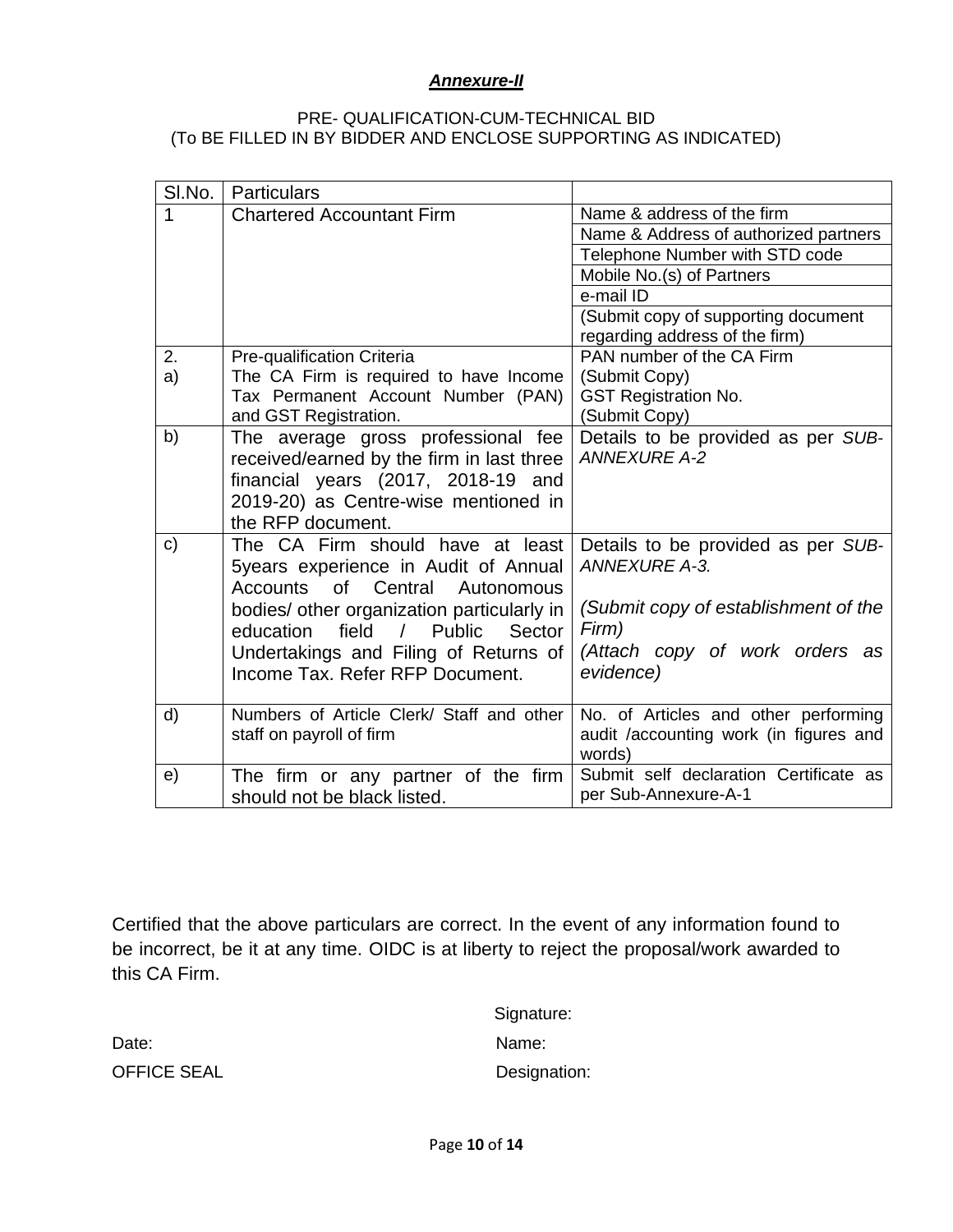***Annexure-II***

PRE- QUALIFICATION-CUM-TECHNICAL BID
(To BE FILLED IN BY BIDDER AND ENCLOSE SUPPORTING AS INDICATED)

| Sl.No. | Particulars | |
|---|---|---|
| 1 | Chartered Accountant Firm | Name & address of the firm |
| | | Name & Address of authorized partners |
| | | Telephone Number with STD code |
| | | Mobile No.(s) of Partners |
| | | e-mail ID |
| | | (Submit copy of supporting document regarding address of the firm) |
| 2. a) | Pre-qualification Criteria<br>The CA Firm is required to have Income Tax Permanent Account Number (PAN) and GST Registration. | PAN number of the CA Firm<br>(Submit Copy)<br>GST Registration No.<br>(Submit Copy) |
| b) | The average gross professional fee received/earned by the firm in last three financial years (2017, 2018-19 and 2019-20) as Centre-wise mentioned in the RFP document. | Details to be provided as per *SUB-ANNEXURE A-2* |
| c) | The CA Firm should have at least 5years experience in Audit of Annual Accounts of Central Autonomous bodies/ other organization particularly in education field / Public Sector Undertakings and Filing of Returns of Income Tax. Refer RFP Document. | Details to be provided as per *SUB-ANNEXURE A-3.*<br>*(Submit copy of establishment of the Firm)*<br>*(Attach copy of work orders as evidence)* |
| d) | Numbers of Article Clerk/ Staff and other staff on payroll of firm | No. of Articles and other performing audit /accounting work (in figures and words) |
| e) | The firm or any partner of the firm should not be black listed. | Submit self declaration Certificate as per Sub-Annexure-A-1 |

Certified that the above particulars are correct. In the event of any information found to be incorrect, be it at any time. OIDC is at liberty to reject the proposal/work awarded to this CA Firm.

Signature:

Date: Name:

OFFICE SEAL Designation: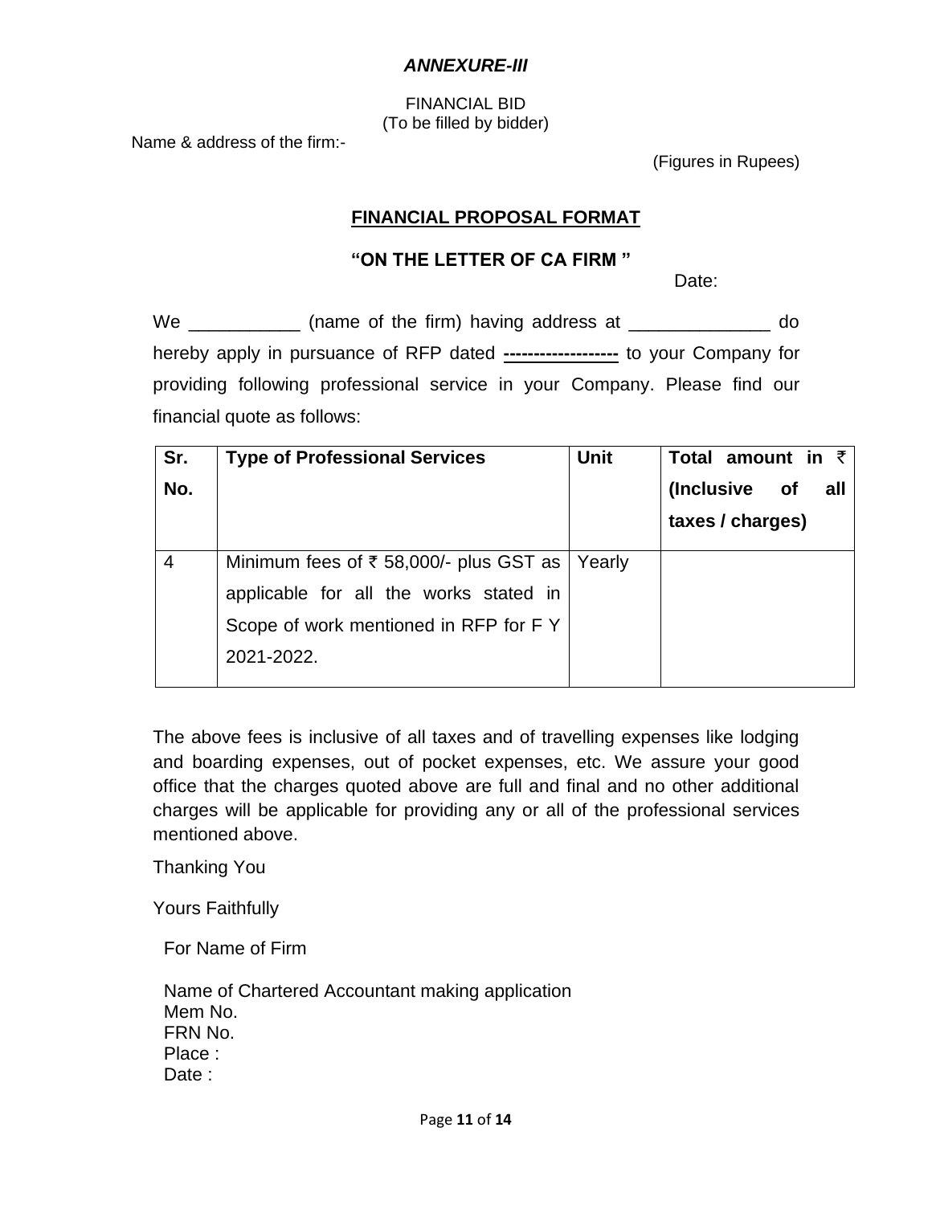***ANNEXURE-III***

FINANCIAL BID
(To be filled by bidder)

Name & address of the firm:-

(Figures in Rupees)

## FINANCIAL PROPOSAL FORMAT

**"ON THE LETTER OF CA FIRM "**

Date:

We ___________ (name of the firm) having address at ______________ do hereby apply in pursuance of RFP dated **------------------** to your Company for providing following professional service in your Company. Please find our financial quote as follows:

| Sr. No. | Type of Professional Services | Unit | Total amount in ₹ (Inclusive of all taxes / charges) |
|---|---|---|---|
| 4 | Minimum fees of ₹ 58,000/- plus GST as applicable for all the works stated in Scope of work mentioned in RFP for F Y 2021-2022. | Yearly | |

The above fees is inclusive of all taxes and of travelling expenses like lodging and boarding expenses, out of pocket expenses, etc. We assure your good office that the charges quoted above are full and final and no other additional charges will be applicable for providing any or all of the professional services mentioned above.

Thanking You

Yours Faithfully

For Name of Firm

Name of Chartered Accountant making application
Mem No.
FRN No.
Place :
Date :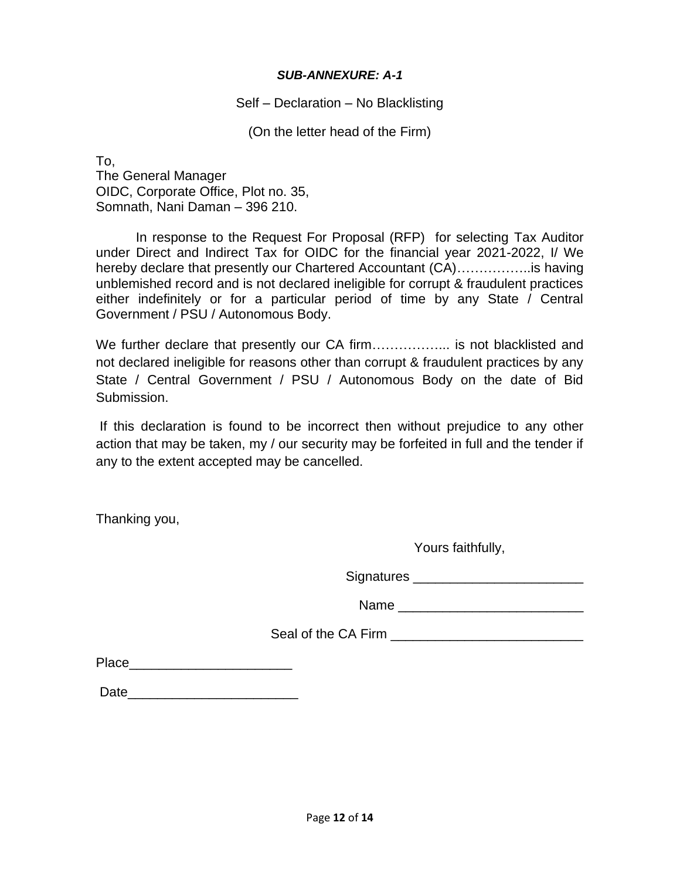***SUB-ANNEXURE: A-1***

Self – Declaration – No Blacklisting

(On the letter head of the Firm)

To,
The General Manager
OIDC, Corporate Office, Plot no. 35,
Somnath, Nani Daman – 396 210.

In response to the Request For Proposal (RFP) for selecting Tax Auditor under Direct and Indirect Tax for OIDC for the financial year 2021-2022, I/ We hereby declare that presently our Chartered Accountant (CA)……………..is having unblemished record and is not declared ineligible for corrupt & fraudulent practices either indefinitely or for a particular period of time by any State / Central Government / PSU / Autonomous Body.

We further declare that presently our CA firm……………... is not blacklisted and not declared ineligible for reasons other than corrupt & fraudulent practices by any State / Central Government / PSU / Autonomous Body on the date of Bid Submission.

If this declaration is found to be incorrect then without prejudice to any other action that may be taken, my / our security may be forfeited in full and the tender if any to the extent accepted may be cancelled.

Thanking you,

Yours faithfully,

Signatures ______________________

Name ________________________

Seal of the CA Firm _________________________

Place_____________________

Date______________________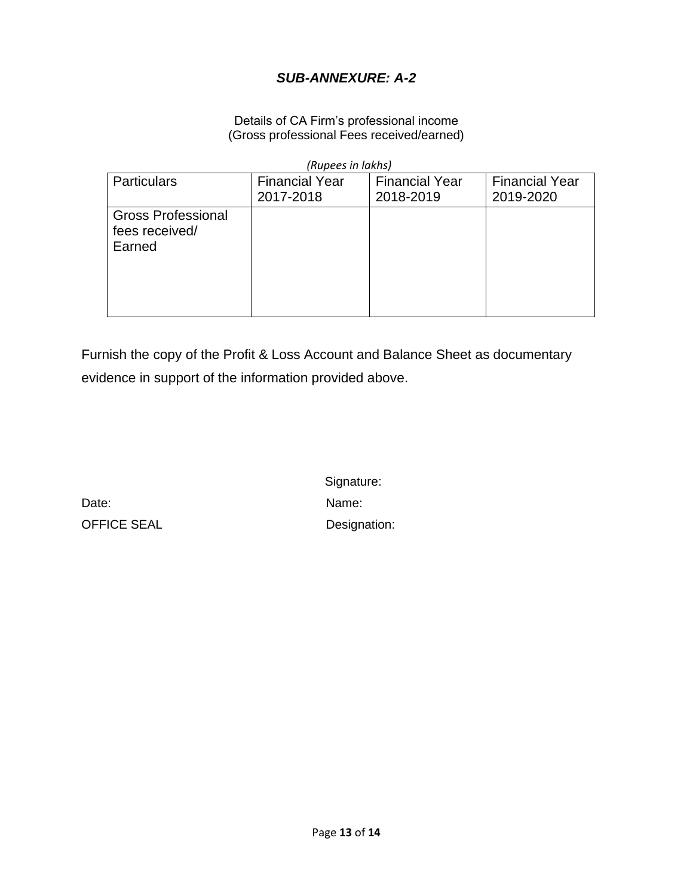## *SUB-ANNEXURE: A-2*

Details of CA Firm's professional income
(Gross professional Fees received/earned)

*(Rupees in lakhs)*

| Particulars | Financial Year 2017-2018 | Financial Year 2018-2019 | Financial Year 2019-2020 |
|---|---|---|---|
| Gross Professional fees received/ Earned | | | |

Furnish the copy of the Profit & Loss Account and Balance Sheet as documentary evidence in support of the information provided above.

Signature:

Date: Name:

OFFICE SEAL Designation: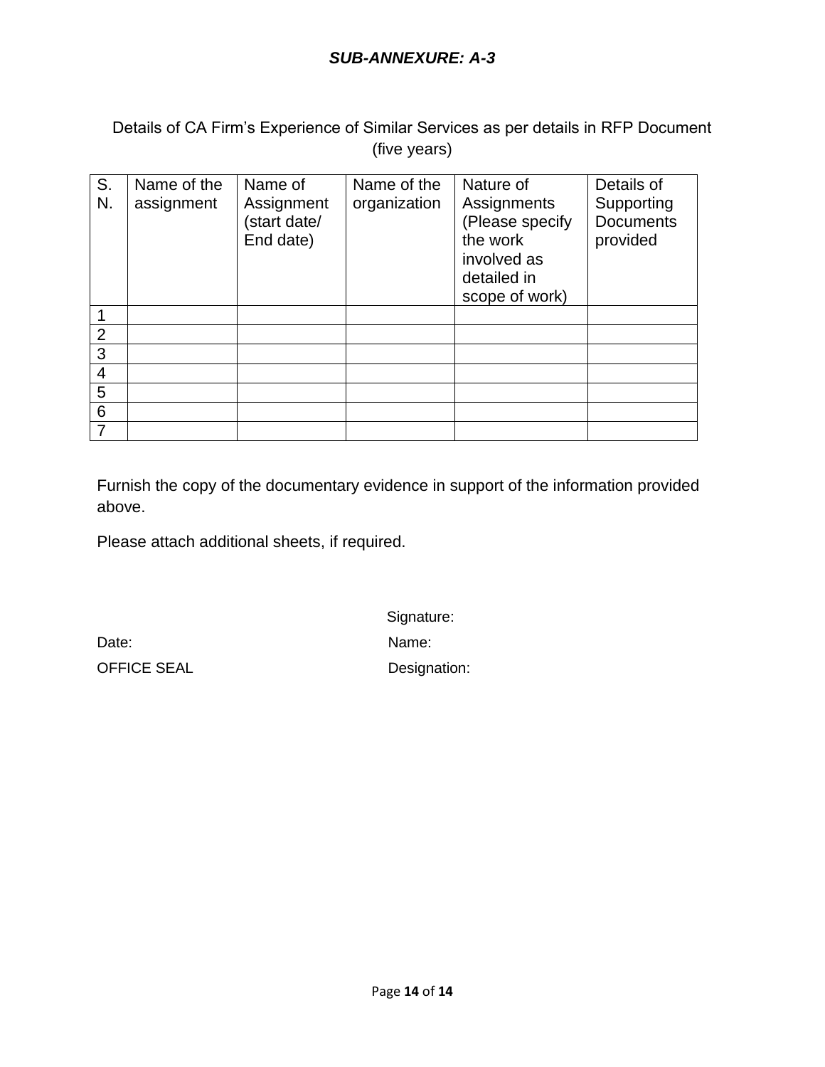## ***SUB-ANNEXURE: A-3***

Details of CA Firm's Experience of Similar Services as per details in RFP Document (five years)

| S. N. | Name of the assignment | Name of Assignment (start date/ End date) | Name of the organization | Nature of Assignments (Please specify the work involved as detailed in scope of work) | Details of Supporting Documents provided |
|---|---|---|---|---|---|
| 1 | | | | | |
| 2 | | | | | |
| 3 | | | | | |
| 4 | | | | | |
| 5 | | | | | |
| 6 | | | | | |
| 7 | | | | | |

Furnish the copy of the documentary evidence in support of the information provided above.

Please attach additional sheets, if required.

Signature:

Date: Name:

OFFICE SEAL Designation: